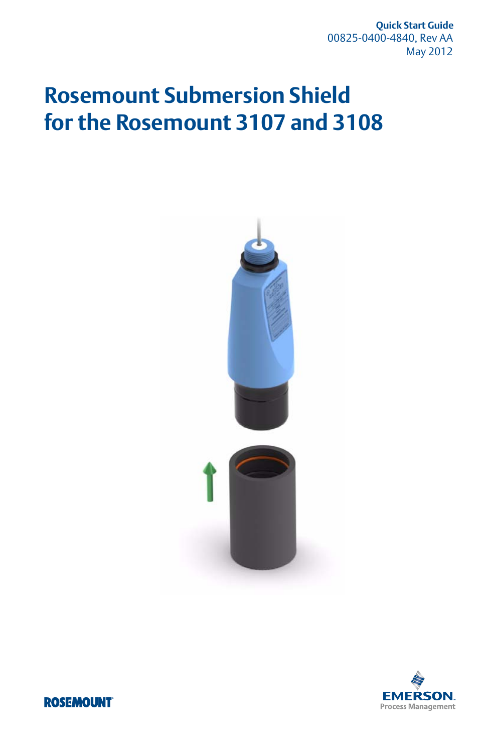**Quick Start Guide**
00825-0400-4840, Rev AA
May 2012

# Rosemount Submersion Shield for the Rosemount 3107 and 3108

ROSEMOUNT

EMERSON.
Process Management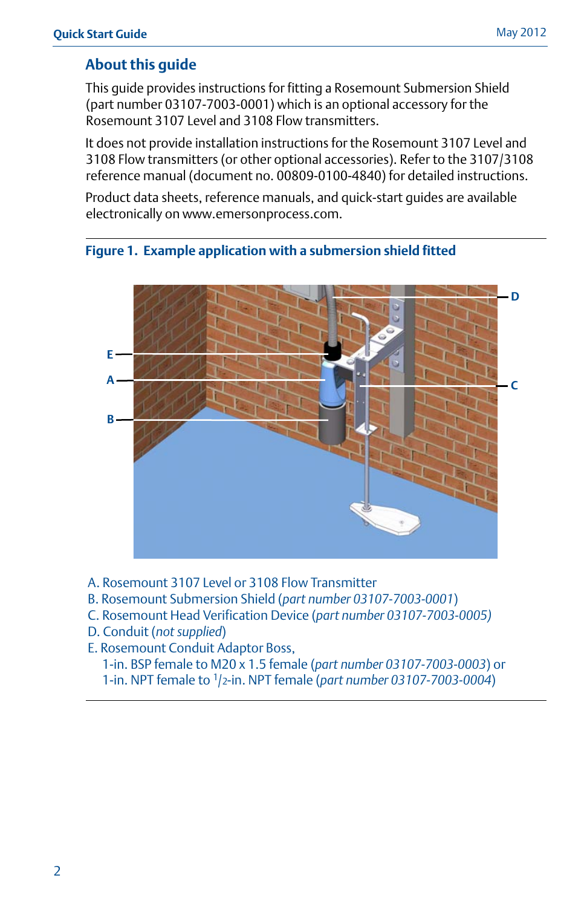## About this guide

This guide provides instructions for fitting a Rosemount Submersion Shield (part number 03107-7003-0001) which is an optional accessory for the Rosemount 3107 Level and 3108 Flow transmitters.

It does not provide installation instructions for the Rosemount 3107 Level and 3108 Flow transmitters (or other optional accessories). Refer to the 3107/3108 reference manual (document no. 00809-0100-4840) for detailed instructions.

Product data sheets, reference manuals, and quick-start guides are available electronically on www.emersonprocess.com.

**Figure 1. Example application with a submersion shield fitted**

A. Rosemount 3107 Level or 3108 Flow Transmitter
B. Rosemount Submersion Shield (*part number 03107-7003-0001*)
C. Rosemount Head Verification Device (*part number 03107-7003-0005)*
D. Conduit (*not supplied*)
E. Rosemount Conduit Adaptor Boss,
  1-in. BSP female to M20 x 1.5 female (*part number 03107-7003-0003*) or
  1-in. NPT female to 1/2-in. NPT female (*part number 03107-7003-0004*)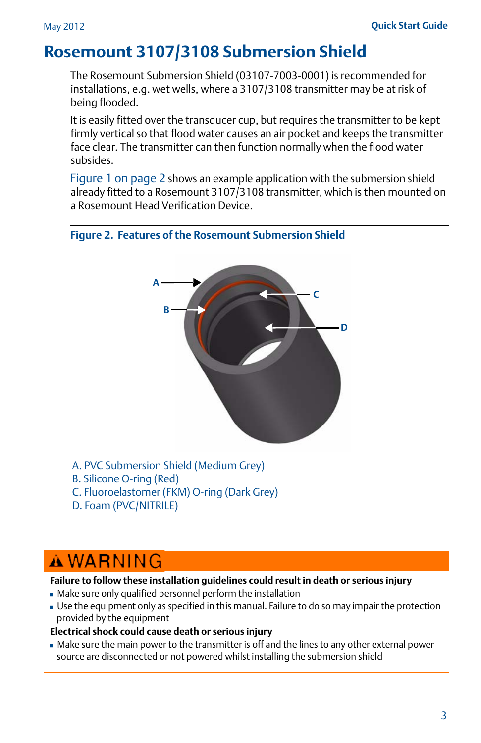# Rosemount 3107/3108 Submersion Shield

The Rosemount Submersion Shield (03107-7003-0001) is recommended for installations, e.g. wet wells, where a 3107/3108 transmitter may be at risk of being flooded.

It is easily fitted over the transducer cup, but requires the transmitter to be kept firmly vertical so that flood water causes an air pocket and keeps the transmitter face clear. The transmitter can then function normally when the flood water subsides.

Figure 1 on page 2 shows an example application with the submersion shield already fitted to a Rosemount 3107/3108 transmitter, which is then mounted on a Rosemount Head Verification Device.

**Figure 2. Features of the Rosemount Submersion Shield**

A. PVC Submersion Shield (Medium Grey)
B. Silicone O-ring (Red)
C. Fluoroelastomer (FKM) O-ring (Dark Grey)
D. Foam (PVC/NITRILE)

## ⚠ WARNING

**Failure to follow these installation guidelines could result in death or serious injury**

- Make sure only qualified personnel perform the installation
- Use the equipment only as specified in this manual. Failure to do so may impair the protection provided by the equipment

**Electrical shock could cause death or serious injury**

- Make sure the main power to the transmitter is off and the lines to any other external power source are disconnected or not powered whilst installing the submersion shield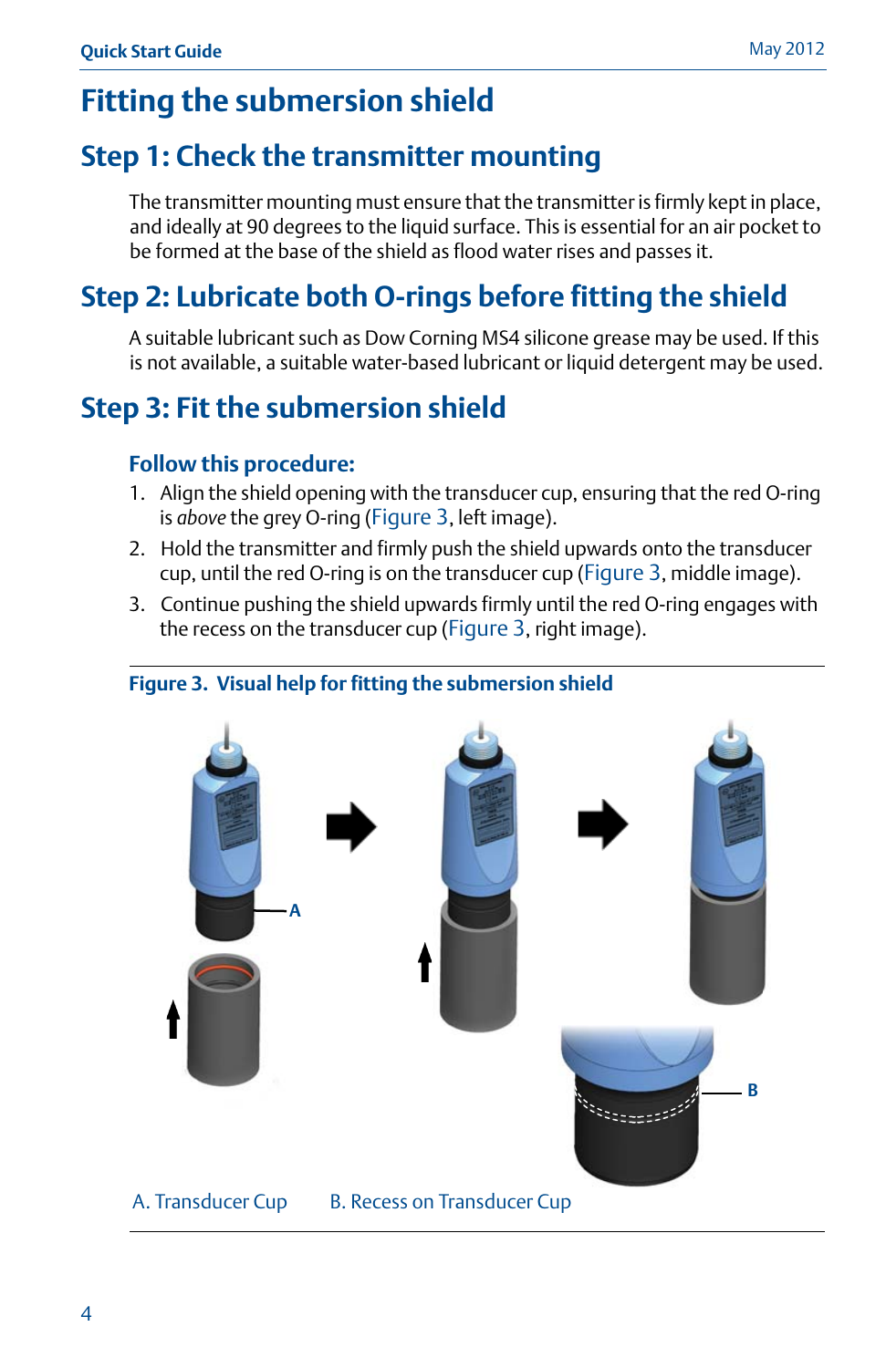# Fitting the submersion shield

## Step 1: Check the transmitter mounting

The transmitter mounting must ensure that the transmitter is firmly kept in place, and ideally at 90 degrees to the liquid surface. This is essential for an air pocket to be formed at the base of the shield as flood water rises and passes it.

## Step 2: Lubricate both O-rings before fitting the shield

A suitable lubricant such as Dow Corning MS4 silicone grease may be used. If this is not available, a suitable water-based lubricant or liquid detergent may be used.

## Step 3: Fit the submersion shield

### Follow this procedure:

1. Align the shield opening with the transducer cup, ensuring that the red O-ring is *above* the grey O-ring (Figure 3, left image).
2. Hold the transmitter and firmly push the shield upwards onto the transducer cup, until the red O-ring is on the transducer cup (Figure 3, middle image).
3. Continue pushing the shield upwards firmly until the red O-ring engages with the recess on the transducer cup (Figure 3, right image).

**Figure 3. Visual help for fitting the submersion shield**

A. Transducer Cup    B. Recess on Transducer Cup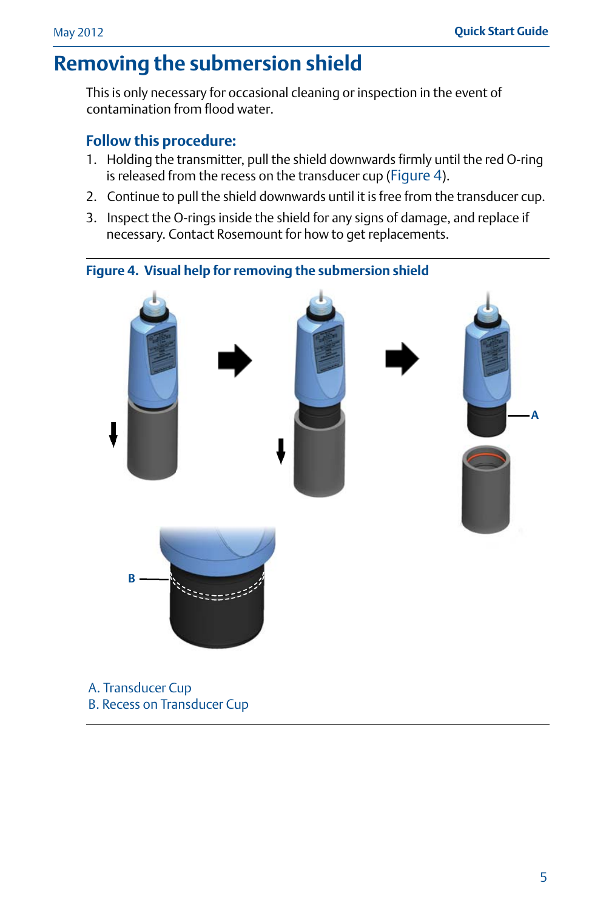# Removing the submersion shield

This is only necessary for occasional cleaning or inspection in the event of contamination from flood water.

### Follow this procedure:

1. Holding the transmitter, pull the shield downwards firmly until the red O-ring is released from the recess on the transducer cup (Figure 4).
2. Continue to pull the shield downwards until it is free from the transducer cup.
3. Inspect the O-rings inside the shield for any signs of damage, and replace if necessary. Contact Rosemount for how to get replacements.

**Figure 4. Visual help for removing the submersion shield**

A. Transducer Cup
B. Recess on Transducer Cup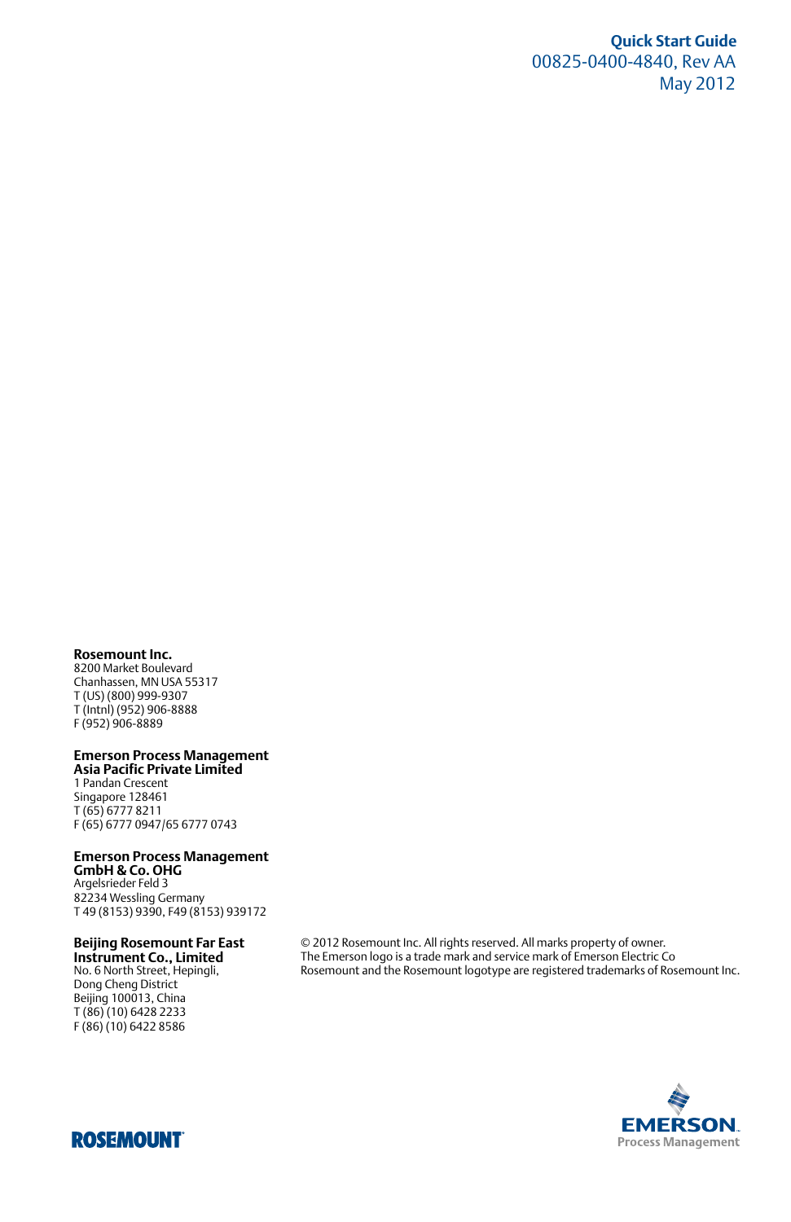**Quick Start Guide**
00825-0400-4840, Rev AA
May 2012

**Rosemount Inc.**
8200 Market Boulevard
Chanhassen, MN USA 55317
T (US) (800) 999-9307
T (Intnl) (952) 906-8888
F (952) 906-8889

**Emerson Process Management**
**Asia Pacific Private Limited**
1 Pandan Crescent
Singapore 128461
T (65) 6777 8211
F (65) 6777 0947/65 6777 0743

**Emerson Process Management**
**GmbH & Co. OHG**
Argelsrieder Feld 3
82234 Wessling Germany
T 49 (8153) 9390, F49 (8153) 939172

**Beijing Rosemount Far East**
**Instrument Co., Limited**
No. 6 North Street, Hepingli,
Dong Cheng District
Beijing 100013, China
T (86) (10) 6428 2233
F (86) (10) 6422 8586

© 2012 Rosemount Inc. All rights reserved. All marks property of owner.
The Emerson logo is a trade mark and service mark of Emerson Electric Co
Rosemount and the Rosemount logotype are registered trademarks of Rosemount Inc.

ROSEMOUNT

EMERSON. Process Management